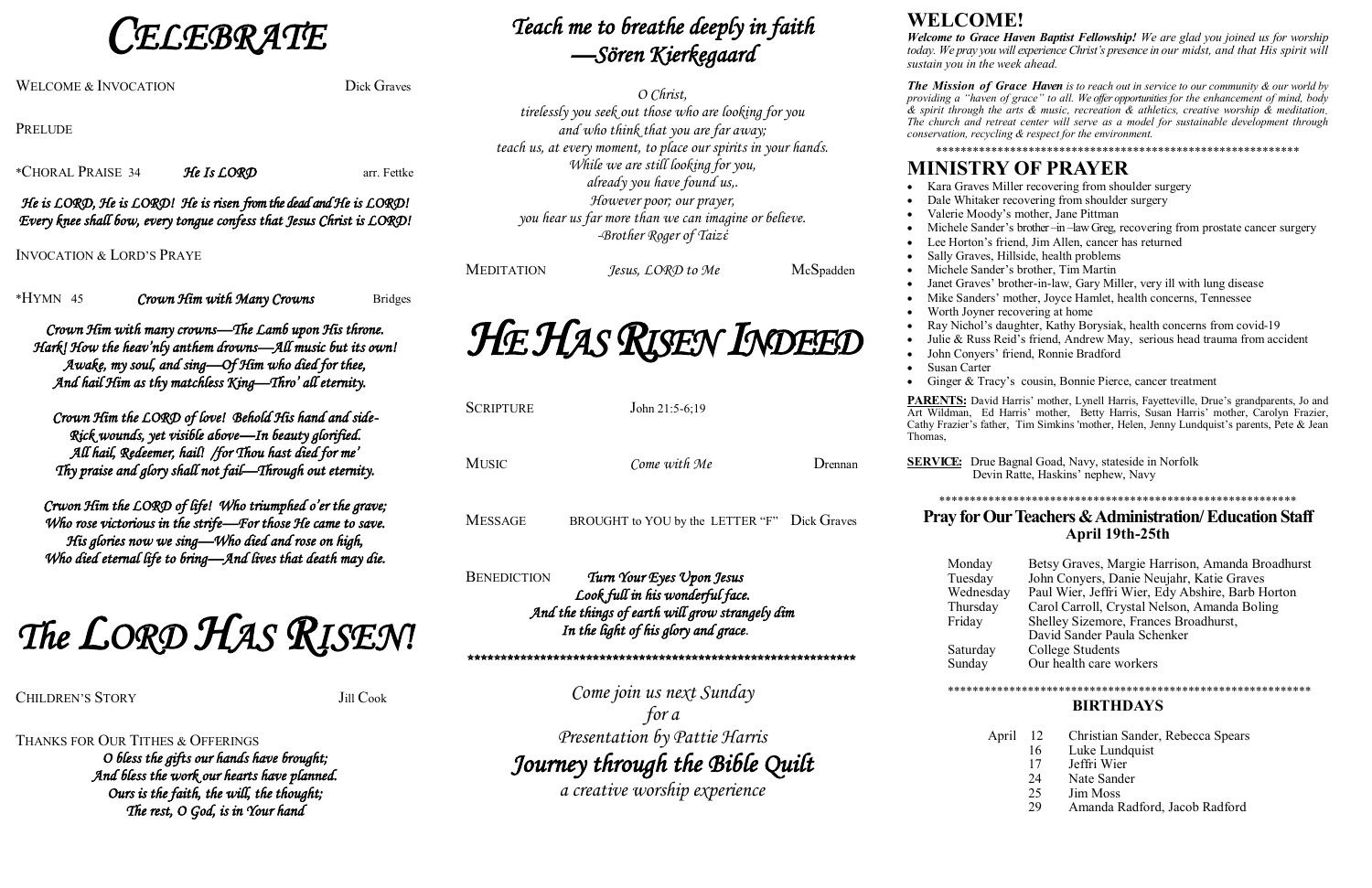# CELEBRATE

WELCOME & INVOCATION — Dick Graves

PRELUDE

*CHORAL PRAISE 34 — *He Is LORD* — arr. Fettke

*He is LORD, He is LORD! He is risen from the dead and He is LORD!*
*Every knee shall bow, every tongue confess that Jesus Christ is LORD!*

INVOCATION & LORD'S PRAYE

*HYMN 45 — *Crown Him with Many Crowns* — Bridges

*Crown Him with many crowns—The Lamb upon His throne.*
*Hark! How the heav'nly anthem drowns—All music but its own!*
*Awake, my soul, and sing—Of Him who died for thee,*
*And hail Him as thy matchless King—Thro' all eternity.*

*Crown Him the LORD of love! Behold His hand and side-*
*Rick wounds, yet visible above—In beauty glorified.*
*All hail, Redeemer, hail! /for Thou hast died for me'*
*Thy praise and glory shall not fail—Through out eternity.*

*Crwon Him the LORD of life! Who triumphed o'er the grave;*
*Who rose victorious in the strife—For those He came to save.*
*His glories now we sing—Who died and rose on high,*
*Who died eternal life to bring—And lives that death may die.*

# The LORD HAS RISEN!

CHILDREN'S STORY — Jill Cook

THANKS FOR OUR TITHES & OFFERINGS

*O bless the gifts our hands have brought;*
*And bless the work our hearts have planned.*
*Ours is the faith, the will, the thought;*
*The rest, O God, is in Your hand*

## *Teach me to breathe deeply in faith —Sören Kierkegaard*

*O Christ,*
*tirelessly you seek out those who are looking for you*
*and who think that you are far away;*
*teach us, at every moment, to place our spirits in your hands.*
*While we are still looking for you,*
*already you have found us,.*
*However poor; our prayer,*
*you hear us far more than we can imagine or believe.*
*-Brother Roger of Taizé*

MEDITATION — *Jesus, LORD to Me* — McSpadden

# HE HAS RISEN INDEED

SCRIPTURE — John 21:5-6;19

MUSIC — *Come with Me* — Drennan

MESSAGE — BROUGHT to YOU by the LETTER "F" — Dick Graves

BENEDICTION — *Turn Your Eyes Upon Jesus*
*Look full in his wonderful face.*
*And the things of earth will grow strangely dim*
*In the light of his glory and grace.*

***************************************************************

*Come join us next Sunday*
*for a*
*Presentation by Pattie Harris*

## *Journey through the Bible Quilt*

*a creative worship experience*

## WELCOME!

***Welcome to Grace Haven Baptist Fellowship!*** *We are glad you joined us for worship today. We pray you will experience Christ's presence in our midst, and that His spirit will sustain you in the week ahead.*

***The Mission of Grace Haven*** *is to reach out in service to our community & our world by providing a "haven of grace" to all. We offer opportunities for the enhancement of mind, body & spirit through the arts & music, recreation & athletics, creative worship & meditation. The church and retreat center will serve as a model for sustainable development through conservation, recycling & respect for the environment.*

***********************************************************

## MINISTRY OF PRAYER

- Kara Graves Miller recovering from shoulder surgery
- Dale Whitaker recovering from shoulder surgery
- Valerie Moody's mother, Jane Pittman
- Michele Sander's brother–in–law Greg, recovering from prostate cancer surgery
- Lee Horton's friend, Jim Allen, cancer has returned
- Sally Graves, Hillside, health problems
- Michele Sander's brother, Tim Martin
- Janet Graves' brother-in-law, Gary Miller, very ill with lung disease
- Mike Sanders' mother, Joyce Hamlet, health concerns, Tennessee
- Worth Joyner recovering at home
- Ray Nichol's daughter, Kathy Borysiak, health concerns from covid-19
- Julie & Russ Reid's friend, Andrew May, serious head trauma from accident
- John Conyers' friend, Ronnie Bradford
- Susan Carter
- Ginger & Tracy's cousin, Bonnie Pierce, cancer treatment

**PARENTS:** David Harris' mother, Lynell Harris, Fayetteville, Drue's grandparents, Jo and Art Wildman, Ed Harris' mother, Betty Harris, Susan Harris' mother, Carolyn Frazier, Cathy Frazier's father, Tim Simkins 'mother, Helen, Jenny Lundquist's parents, Pete & Jean Thomas,

**SERVICE:** Drue Bagnal Goad, Navy, stateside in Norfolk
Devin Ratte, Haskins' nephew, Navy

***********************************************************

## Pray for Our Teachers & Administration/ Education Staff April 19th-25th

| | |
|---|---|
| Monday | Betsy Graves, Margie Harrison, Amanda Broadhurst |
| Tuesday | John Conyers, Danie Neujahr, Katie Graves |
| Wednesday | Paul Wier, Jeffri Wier, Edy Abshire, Barb Horton |
| Thursday | Carol Carroll, Crystal Nelson, Amanda Boling |
| Friday | Shelley Sizemore, Frances Broadhurst, David Sander Paula Schenker |
| Saturday | College Students |
| Sunday | Our health care workers |

***********************************************************

## BIRTHDAYS

| | | |
|---|---|---|
| April | 12 | Christian Sander, Rebecca Spears |
| | 16 | Luke Lundquist |
| | 17 | Jeffri Wier |
| | 24 | Nate Sander |
| | 25 | Jim Moss |
| | 29 | Amanda Radford, Jacob Radford |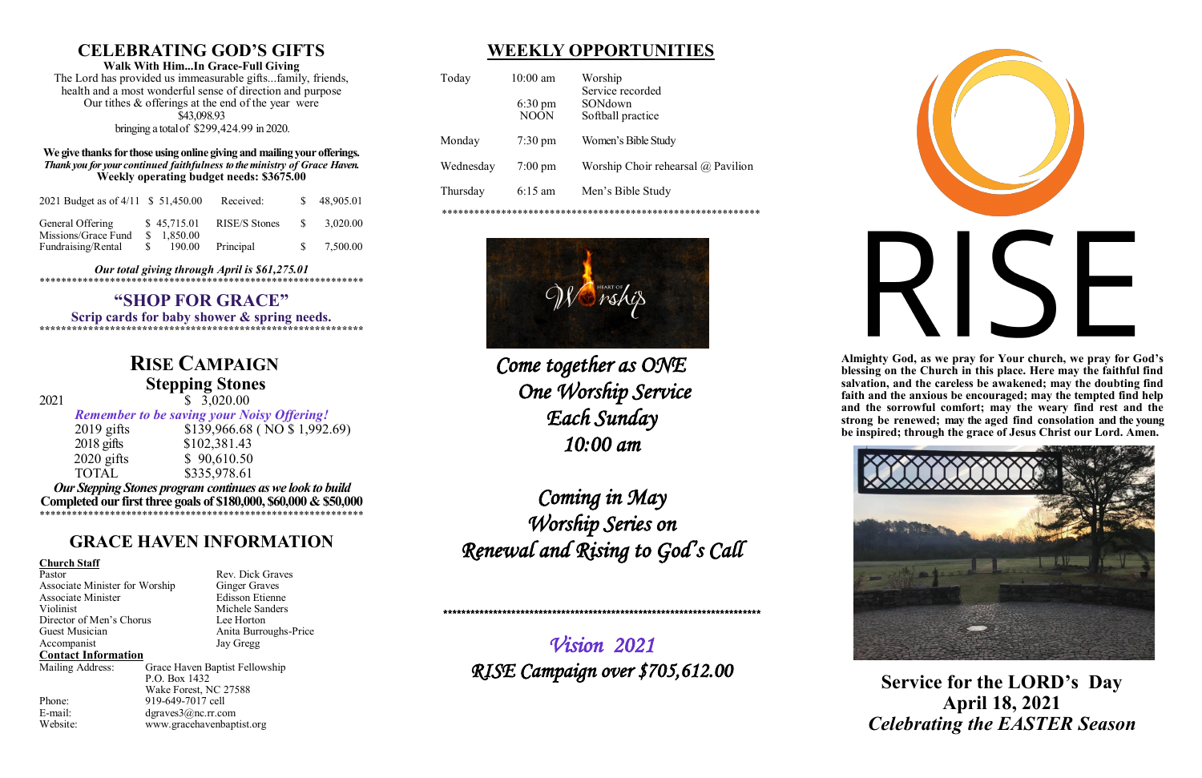# CELEBRATING GOD'S GIFTS

**Walk With Him...In Grace-Full Giving**

The Lord has provided us immeasurable gifts...family, friends, health and a most wonderful sense of direction and purpose
Our tithes & offerings at the end of the year were
$43,098.93
bringing a total of $299,424.99 in 2020.

**We give thanks for those using online giving and mailing your offerings.**
***Thank you for your continued faithfulness to the ministry of Grace Haven.***
**Weekly operating budget needs: $3675.00**

| | | | |
|---|---|---|---|
| 2021 Budget as of 4/11 | $ 51,450.00 | Received: | $ 48,905.01 |
| General Offering | $ 45,715.01 | RISE/S Stones | $ 3,020.00 |
| Missions/Grace Fund | $ 1,850.00 | | |
| Fundraising/Rental | $ 190.00 | Principal | $ 7,500.00 |

***Our total giving through April is $61,275.01***

*************************************************************

## "SHOP FOR GRACE"

**Scrip cards for baby shower & spring needs.**

*************************************************************

## RISE CAMPAIGN

### Stepping Stones

2021 $ 3,020.00

***Remember to be saving your Noisy Offering!***

| | |
|---|---|
| 2019 gifts | $139,966.68 ( NO $ 1,992.69) |
| 2018 gifts | $102,381.43 |
| 2020 gifts | $ 90,610.50 |
| TOTAL | $335,978.61 |

***Our Stepping Stones program continues as we look to build***
**Completed our first three goals of $180,000, $60,000 & $50,000**

*************************************************************

## GRACE HAVEN INFORMATION

**Church Staff**

| | |
|---|---|
| Pastor | Rev. Dick Graves |
| Associate Minister for Worship | Ginger Graves |
| Associate Minister | Edisson Etienne |
| Violinist | Michele Sanders |
| Director of Men's Chorus | Lee Horton |
| Guest Musician | Anita Burroughs-Price |
| Accompanist | Jay Gregg |

**Contact Information**

| | |
|---|---|
| Mailing Address: | Grace Haven Baptist Fellowship<br>P.O. Box 1432<br>Wake Forest, NC 27588 |
| Phone: | 919-649-7017 cell |
| E-mail: | dgraves3@nc.rr.com |
| Website: | www.gracehavenbaptist.org |

# WEEKLY OPPORTUNITIES

| | | |
|---|---|---|
| Today | 10:00 am | Worship<br>Service recorded |
| | 6:30 pm | SONdown |
| | NOON | Softball practice |
| Monday | 7:30 pm | Women's Bible Study |
| Wednesday | 7:00 pm | Worship Choir rehearsal @ Pavilion |
| Thursday | 6:15 am | Men's Bible Study |

*************************************************************

HEART OF Worship

*Come together as ONE*
*One Worship Service*
*Each Sunday*
*10:00 am*

*Coming in May*
*Worship Series on*
*Renewal and Rising to God's Call*

*************************************************************

*Vision 2021*
*RISE Campaign over $705,612.00*

# RISE

**Almighty God, as we pray for Your church, we pray for God's blessing on the Church in this place. Here may the faithful find salvation, and the careless be awakened; may the doubting find faith and the anxious be encouraged; may the tempted find help and the sorrowful comfort; may the weary find rest and the strong be renewed; may the aged find consolation and the young be inspired; through the grace of Jesus Christ our Lord. Amen.**

**Service for the LORD's Day**
**April 18, 2021**
***Celebrating the EASTER Season***